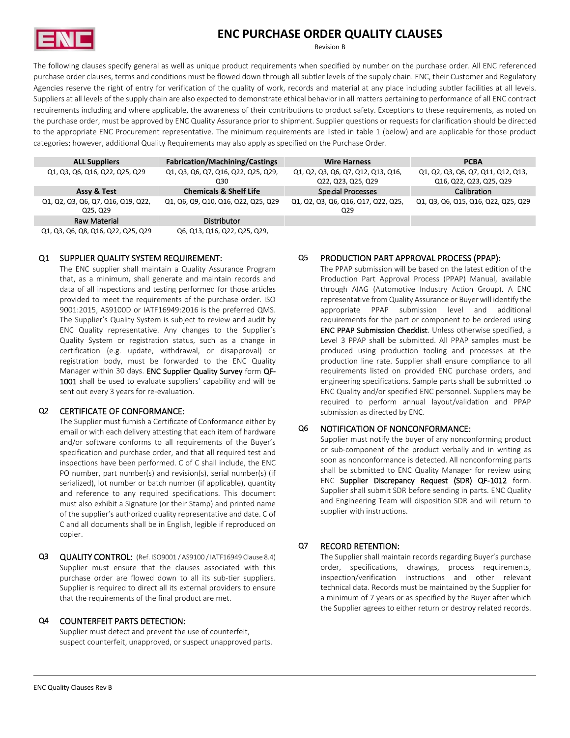# ENC PURCHASE ORDER QUALITY CLAUSES

Revision B

The following clauses specify general as well as unique product requirements when specified by number on the purchase order. All ENC referenced purchase order clauses, terms and conditions must be flowed down through all subtler levels of the supply chain. ENC, their Customer and Regulatory Agencies reserve the right of entry for verification of the quality of work, records and material at any place including subtler facilities at all levels. Suppliers at all levels of the supply chain are also expected to demonstrate ethical behavior in all matters pertaining to performance of all ENC contract requirements including and where applicable, the awareness of their contributions to product safety. Exceptions to these requirements, as noted on the purchase order, must be approved by ENC Quality Assurance prior to shipment. Supplier questions or requests for clarification should be directed to the appropriate ENC Procurement representative. The minimum requirements are listed in table 1 (below) and are applicable for those product categories; however, additional Quality Requirements may also apply as specified on the Purchase Order.

| ALL Suppliers | Fabrication/Machining/Castings | Wire Harness | PCBA |
|---|---|---|---|
| Q1, Q3, Q6, Q16, Q22, Q25, Q29 | Q1, Q3, Q6, Q7, Q16, Q22, Q25, Q29, Q30 | Q1, Q2, Q3, Q6, Q7, Q12, Q13, Q16, Q22, Q23, Q25, Q29 | Q1, Q2, Q3, Q6, Q7, Q11, Q12, Q13, Q16, Q22, Q23, Q25, Q29 |
| **Assy & Test** | **Chemicals & Shelf Life** | **Special Processes** | **Calibration** |
| Q1, Q2, Q3, Q6, Q7, Q16, Q19, Q22, Q25, Q29 | Q1, Q6, Q9, Q10, Q16, Q22, Q25, Q29 | Q1, Q2, Q3, Q6, Q16, Q17, Q22, Q25, Q29 | Q1, Q3, Q6, Q15, Q16, Q22, Q25, Q29 |
| **Raw Material** | **Distributor** | | |
| Q1, Q3, Q6, Q8, Q16, Q22, Q25, Q29 | Q6, Q13, Q16, Q22, Q25, Q29, | | |

### Q1 SUPPLIER QUALITY SYSTEM REQUIREMENT:

The ENC supplier shall maintain a Quality Assurance Program that, as a minimum, shall generate and maintain records and data of all inspections and testing performed for those articles provided to meet the requirements of the purchase order. ISO 9001:2015, AS9100D or IATF16949:2016 is the preferred QMS. The Supplier's Quality System is subject to review and audit by ENC Quality representative. Any changes to the Supplier's Quality System or registration status, such as a change in certification (e.g. update, withdrawal, or disapproval) or registration body, must be forwarded to the ENC Quality Manager within 30 days. ENC Supplier Quality Survey form QF-1001 shall be used to evaluate suppliers' capability and will be sent out every 3 years for re-evaluation.

### Q2 CERTIFICATE OF CONFORMANCE:

The Supplier must furnish a Certificate of Conformance either by email or with each delivery attesting that each item of hardware and/or software conforms to all requirements of the Buyer's specification and purchase order, and that all required test and inspections have been performed. C of C shall include, the ENC PO number, part number(s) and revision(s), serial number(s) (if serialized), lot number or batch number (if applicable), quantity and reference to any required specifications. This document must also exhibit a Signature (or their Stamp) and printed name of the supplier's authorized quality representative and date. C of C and all documents shall be in English, legible if reproduced on copier.

### Q3 QUALITY CONTROL: (Ref. ISO9001 / AS9100 / IATF16949 Clause 8.4)

Supplier must ensure that the clauses associated with this purchase order are flowed down to all its sub-tier suppliers. Supplier is required to direct all its external providers to ensure that the requirements of the final product are met.

### Q4 COUNTERFEIT PARTS DETECTION:

Supplier must detect and prevent the use of counterfeit, suspect counterfeit, unapproved, or suspect unapproved parts.

### Q5 PRODUCTION PART APPROVAL PROCESS (PPAP):

The PPAP submission will be based on the latest edition of the Production Part Approval Process (PPAP) Manual, available through AIAG (Automotive Industry Action Group). A ENC representative from Quality Assurance or Buyer will identify the appropriate PPAP submission level and additional requirements for the part or component to be ordered using ENC PPAP Submission Checklist. Unless otherwise specified, a Level 3 PPAP shall be submitted. All PPAP samples must be produced using production tooling and processes at the production line rate. Supplier shall ensure compliance to all requirements listed on provided ENC purchase orders, and engineering specifications. Sample parts shall be submitted to ENC Quality and/or specified ENC personnel. Suppliers may be required to perform annual layout/validation and PPAP submission as directed by ENC.

### Q6 NOTIFICATION OF NONCONFORMANCE:

Supplier must notify the buyer of any nonconforming product or sub-component of the product verbally and in writing as soon as nonconformance is detected. All nonconforming parts shall be submitted to ENC Quality Manager for review using ENC Supplier Discrepancy Request (SDR) QF-1012 form. Supplier shall submit SDR before sending in parts. ENC Quality and Engineering Team will disposition SDR and will return to supplier with instructions.

### Q7 RECORD RETENTION:

The Supplier shall maintain records regarding Buyer's purchase order, specifications, drawings, process requirements, inspection/verification instructions and other relevant technical data. Records must be maintained by the Supplier for a minimum of 7 years or as specified by the Buyer after which the Supplier agrees to either return or destroy related records.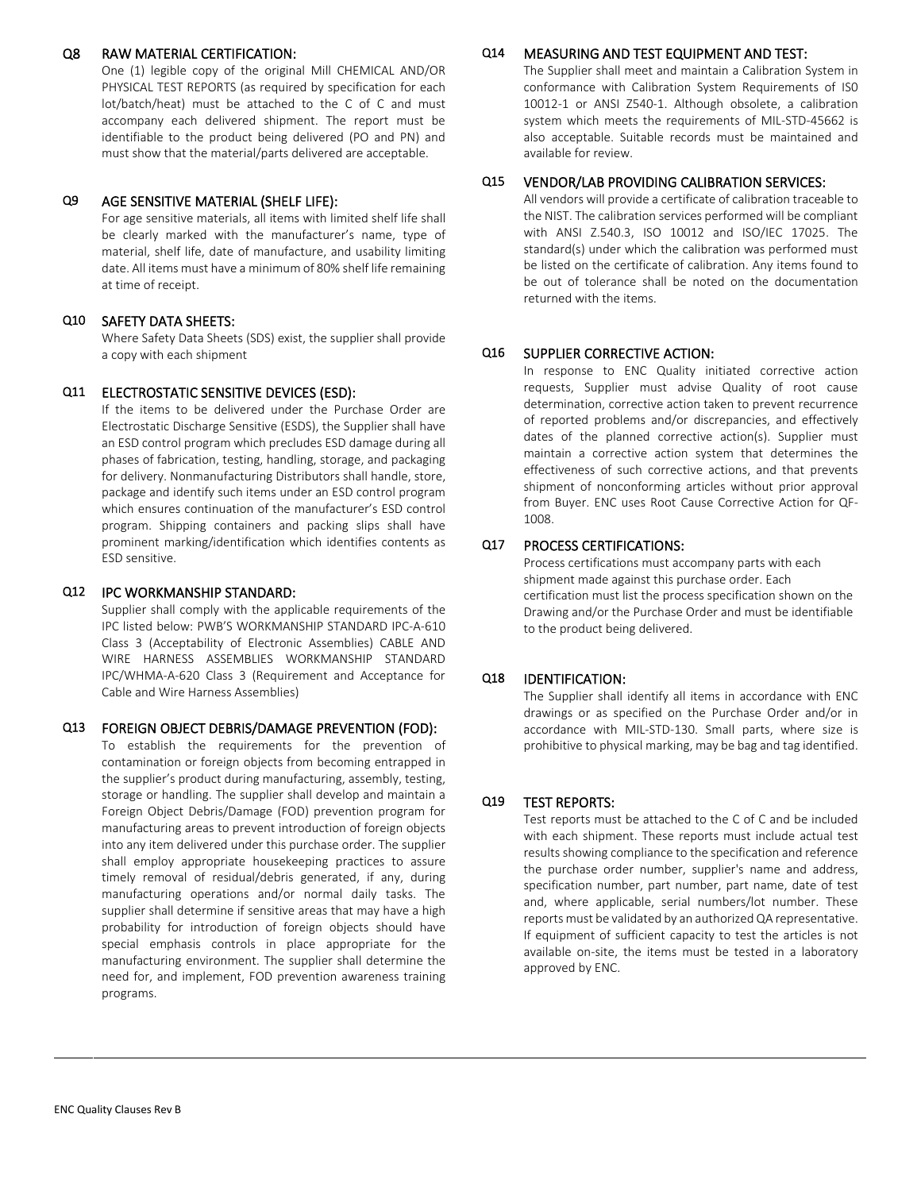## Q8 RAW MATERIAL CERTIFICATION:

One (1) legible copy of the original Mill CHEMICAL AND/OR PHYSICAL TEST REPORTS (as required by specification for each lot/batch/heat) must be attached to the C of C and must accompany each delivered shipment. The report must be identifiable to the product being delivered (PO and PN) and must show that the material/parts delivered are acceptable.

## Q9 AGE SENSITIVE MATERIAL (SHELF LIFE):

For age sensitive materials, all items with limited shelf life shall be clearly marked with the manufacturer's name, type of material, shelf life, date of manufacture, and usability limiting date. All items must have a minimum of 80% shelf life remaining at time of receipt.

## Q10 SAFETY DATA SHEETS:

Where Safety Data Sheets (SDS) exist, the supplier shall provide a copy with each shipment

## Q11 ELECTROSTATIC SENSITIVE DEVICES (ESD):

If the items to be delivered under the Purchase Order are Electrostatic Discharge Sensitive (ESDS), the Supplier shall have an ESD control program which precludes ESD damage during all phases of fabrication, testing, handling, storage, and packaging for delivery. Nonmanufacturing Distributors shall handle, store, package and identify such items under an ESD control program which ensures continuation of the manufacturer's ESD control program. Shipping containers and packing slips shall have prominent marking/identification which identifies contents as ESD sensitive.

## Q12 IPC WORKMANSHIP STANDARD:

Supplier shall comply with the applicable requirements of the IPC listed below: PWB'S WORKMANSHIP STANDARD IPC-A-610 Class 3 (Acceptability of Electronic Assemblies) CABLE AND WIRE HARNESS ASSEMBLIES WORKMANSHIP STANDARD IPC/WHMA-A-620 Class 3 (Requirement and Acceptance for Cable and Wire Harness Assemblies)

## Q13 FOREIGN OBJECT DEBRIS/DAMAGE PREVENTION (FOD):

To establish the requirements for the prevention of contamination or foreign objects from becoming entrapped in the supplier's product during manufacturing, assembly, testing, storage or handling. The supplier shall develop and maintain a Foreign Object Debris/Damage (FOD) prevention program for manufacturing areas to prevent introduction of foreign objects into any item delivered under this purchase order. The supplier shall employ appropriate housekeeping practices to assure timely removal of residual/debris generated, if any, during manufacturing operations and/or normal daily tasks. The supplier shall determine if sensitive areas that may have a high probability for introduction of foreign objects should have special emphasis controls in place appropriate for the manufacturing environment. The supplier shall determine the need for, and implement, FOD prevention awareness training programs.

## Q14 MEASURING AND TEST EQUIPMENT AND TEST:

The Supplier shall meet and maintain a Calibration System in conformance with Calibration System Requirements of IS0 10012-1 or ANSI Z540-1. Although obsolete, a calibration system which meets the requirements of MIL-STD-45662 is also acceptable. Suitable records must be maintained and available for review.

## Q15 VENDOR/LAB PROVIDING CALIBRATION SERVICES:

All vendors will provide a certificate of calibration traceable to the NIST. The calibration services performed will be compliant with ANSI Z.540.3, ISO 10012 and ISO/IEC 17025. The standard(s) under which the calibration was performed must be listed on the certificate of calibration. Any items found to be out of tolerance shall be noted on the documentation returned with the items.

## Q16 SUPPLIER CORRECTIVE ACTION:

In response to ENC Quality initiated corrective action requests, Supplier must advise Quality of root cause determination, corrective action taken to prevent recurrence of reported problems and/or discrepancies, and effectively dates of the planned corrective action(s). Supplier must maintain a corrective action system that determines the effectiveness of such corrective actions, and that prevents shipment of nonconforming articles without prior approval from Buyer. ENC uses Root Cause Corrective Action for QF-1008.

## Q17 PROCESS CERTIFICATIONS:

Process certifications must accompany parts with each shipment made against this purchase order. Each certification must list the process specification shown on the Drawing and/or the Purchase Order and must be identifiable to the product being delivered.

## Q18 IDENTIFICATION:

The Supplier shall identify all items in accordance with ENC drawings or as specified on the Purchase Order and/or in accordance with MIL-STD-130. Small parts, where size is prohibitive to physical marking, may be bag and tag identified.

## Q19 TEST REPORTS:

Test reports must be attached to the C of C and be included with each shipment. These reports must include actual test results showing compliance to the specification and reference the purchase order number, supplier's name and address, specification number, part number, part name, date of test and, where applicable, serial numbers/lot number. These reports must be validated by an authorized QA representative. If equipment of sufficient capacity to test the articles is not available on-site, the items must be tested in a laboratory approved by ENC.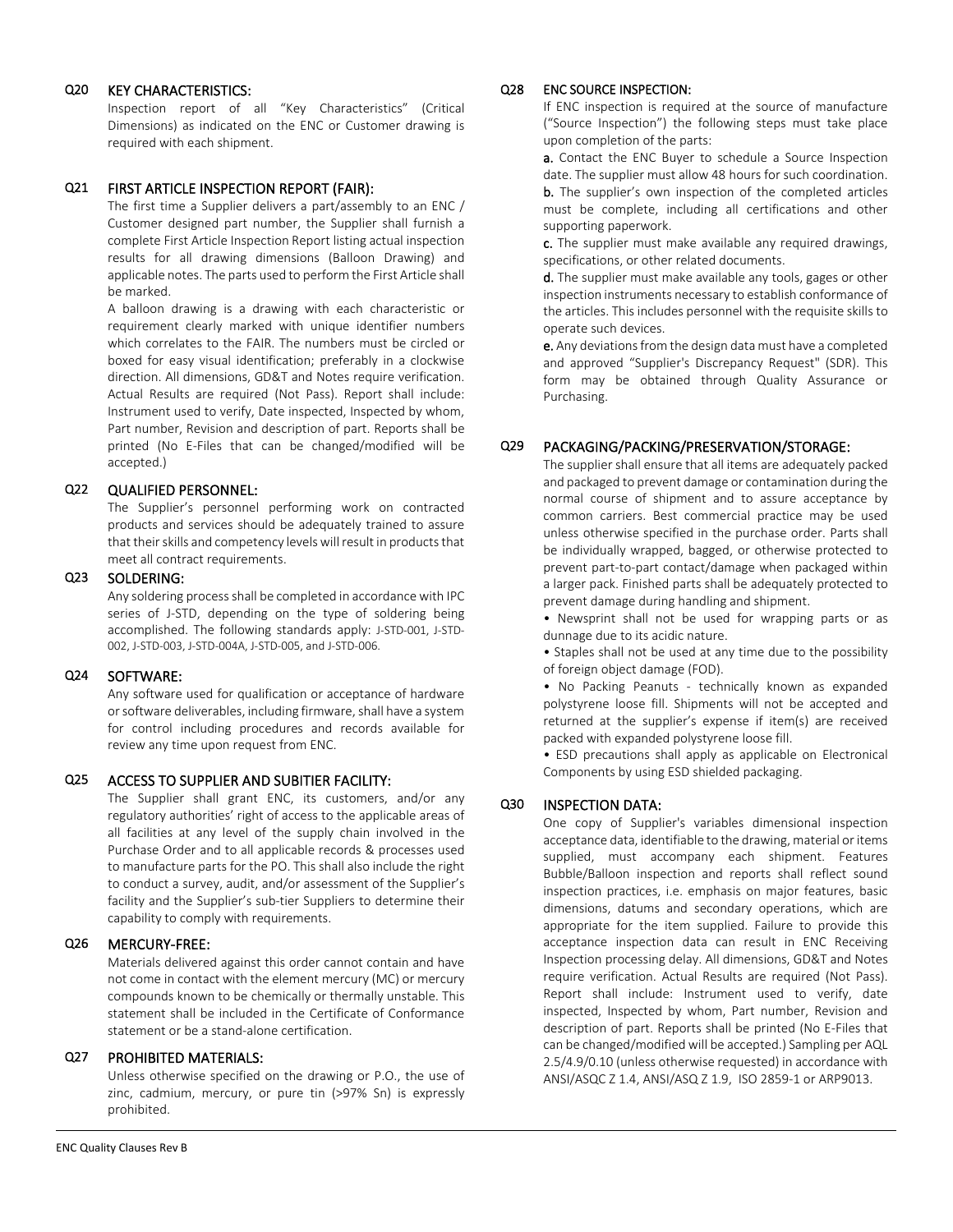## Q20 KEY CHARACTERISTICS:

Inspection report of all "Key Characteristics" (Critical Dimensions) as indicated on the ENC or Customer drawing is required with each shipment.

## Q21 FIRST ARTICLE INSPECTION REPORT (FAIR):

The first time a Supplier delivers a part/assembly to an ENC / Customer designed part number, the Supplier shall furnish a complete First Article Inspection Report listing actual inspection results for all drawing dimensions (Balloon Drawing) and applicable notes. The parts used to perform the First Article shall be marked.

A balloon drawing is a drawing with each characteristic or requirement clearly marked with unique identifier numbers which correlates to the FAIR. The numbers must be circled or boxed for easy visual identification; preferably in a clockwise direction. All dimensions, GD&T and Notes require verification. Actual Results are required (Not Pass). Report shall include: Instrument used to verify, Date inspected, Inspected by whom, Part number, Revision and description of part. Reports shall be printed (No E-Files that can be changed/modified will be accepted.)

## Q22 QUALIFIED PERSONNEL:

The Supplier's personnel performing work on contracted products and services should be adequately trained to assure that their skills and competency levels will result in products that meet all contract requirements.

## Q23 SOLDERING:

Any soldering process shall be completed in accordance with IPC series of J-STD, depending on the type of soldering being accomplished. The following standards apply: J-STD-001, J-STD-002, J-STD-003, J-STD-004A, J-STD-005, and J-STD-006.

## Q24 SOFTWARE:

Any software used for qualification or acceptance of hardware or software deliverables, including firmware, shall have a system for control including procedures and records available for review any time upon request from ENC.

## Q25 ACCESS TO SUPPLIER AND SUBITIER FACILITY:

The Supplier shall grant ENC, its customers, and/or any regulatory authorities' right of access to the applicable areas of all facilities at any level of the supply chain involved in the Purchase Order and to all applicable records & processes used to manufacture parts for the PO. This shall also include the right to conduct a survey, audit, and/or assessment of the Supplier's facility and the Supplier's sub-tier Suppliers to determine their capability to comply with requirements.

## Q26 MERCURY-FREE:

Materials delivered against this order cannot contain and have not come in contact with the element mercury (MC) or mercury compounds known to be chemically or thermally unstable. This statement shall be included in the Certificate of Conformance statement or be a stand-alone certification.

## Q27 PROHIBITED MATERIALS:

Unless otherwise specified on the drawing or P.O., the use of zinc, cadmium, mercury, or pure tin (>97% Sn) is expressly prohibited.

## Q28 ENC SOURCE INSPECTION:

If ENC inspection is required at the source of manufacture ("Source Inspection") the following steps must take place upon completion of the parts:

**a.** Contact the ENC Buyer to schedule a Source Inspection date. The supplier must allow 48 hours for such coordination.

**b.** The supplier's own inspection of the completed articles must be complete, including all certifications and other supporting paperwork.

**c.** The supplier must make available any required drawings, specifications, or other related documents.

**d.** The supplier must make available any tools, gages or other inspection instruments necessary to establish conformance of the articles. This includes personnel with the requisite skills to operate such devices.

**e.** Any deviations from the design data must have a completed and approved "Supplier's Discrepancy Request" (SDR). This form may be obtained through Quality Assurance or Purchasing.

## Q29 PACKAGING/PACKING/PRESERVATION/STORAGE:

The supplier shall ensure that all items are adequately packed and packaged to prevent damage or contamination during the normal course of shipment and to assure acceptance by common carriers. Best commercial practice may be used unless otherwise specified in the purchase order. Parts shall be individually wrapped, bagged, or otherwise protected to prevent part-to-part contact/damage when packaged within a larger pack. Finished parts shall be adequately protected to prevent damage during handling and shipment.

- Newsprint shall not be used for wrapping parts or as dunnage due to its acidic nature.
- Staples shall not be used at any time due to the possibility of foreign object damage (FOD).
- No Packing Peanuts - technically known as expanded polystyrene loose fill. Shipments will not be accepted and returned at the supplier's expense if item(s) are received packed with expanded polystyrene loose fill.
- ESD precautions shall apply as applicable on Electronical Components by using ESD shielded packaging.

## Q30 INSPECTION DATA:

One copy of Supplier's variables dimensional inspection acceptance data, identifiable to the drawing, material or items supplied, must accompany each shipment. Features Bubble/Balloon inspection and reports shall reflect sound inspection practices, i.e. emphasis on major features, basic dimensions, datums and secondary operations, which are appropriate for the item supplied. Failure to provide this acceptance inspection data can result in ENC Receiving Inspection processing delay. All dimensions, GD&T and Notes require verification. Actual Results are required (Not Pass). Report shall include: Instrument used to verify, date inspected, Inspected by whom, Part number, Revision and description of part. Reports shall be printed (No E-Files that can be changed/modified will be accepted.) Sampling per AQL 2.5/4.9/0.10 (unless otherwise requested) in accordance with ANSI/ASQC Z 1.4, ANSI/ASQ Z 1.9, ISO 2859-1 or ARP9013.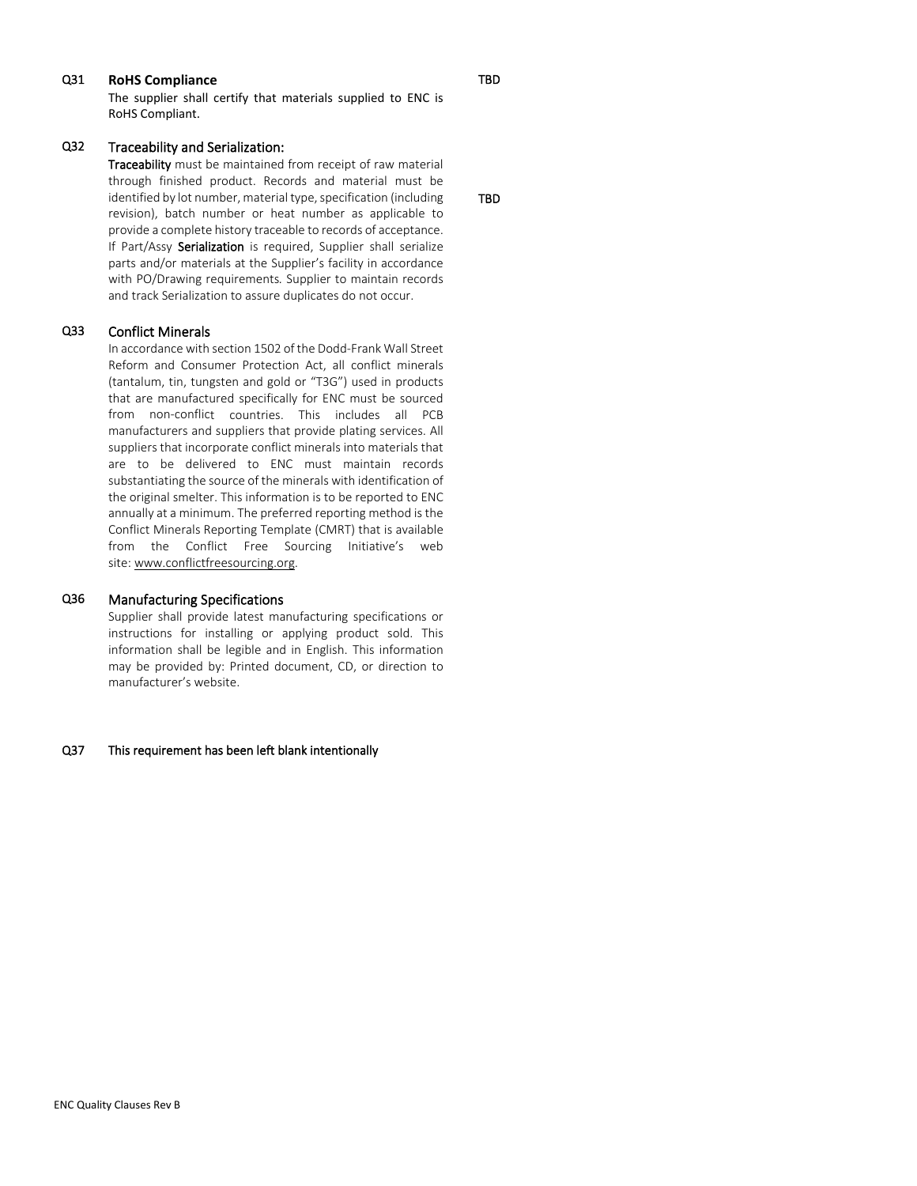**Q31 RoHS Compliance**

The supplier shall certify that materials supplied to ENC is RoHS Compliant.

TBD

**Q32 Traceability and Serialization:**

**Traceability** must be maintained from receipt of raw material through finished product. Records and material must be identified by lot number, material type, specification (including revision), batch number or heat number as applicable to provide a complete history traceable to records of acceptance. If Part/Assy **Serialization** is required, Supplier shall serialize parts and/or materials at the Supplier's facility in accordance with PO/Drawing requirements. Supplier to maintain records and track Serialization to assure duplicates do not occur.

TBD

**Q33 Conflict Minerals**

In accordance with section 1502 of the Dodd-Frank Wall Street Reform and Consumer Protection Act, all conflict minerals (tantalum, tin, tungsten and gold or "T3G") used in products that are manufactured specifically for ENC must be sourced from non-conflict countries. This includes all PCB manufacturers and suppliers that provide plating services. All suppliers that incorporate conflict minerals into materials that are to be delivered to ENC must maintain records substantiating the source of the minerals with identification of the original smelter. This information is to be reported to ENC annually at a minimum. The preferred reporting method is the Conflict Minerals Reporting Template (CMRT) that is available from the Conflict Free Sourcing Initiative's web site: www.conflictfreesourcing.org.

**Q36 Manufacturing Specifications**

Supplier shall provide latest manufacturing specifications or instructions for installing or applying product sold. This information shall be legible and in English. This information may be provided by: Printed document, CD, or direction to manufacturer's website.

**Q37 This requirement has been left blank intentionally**